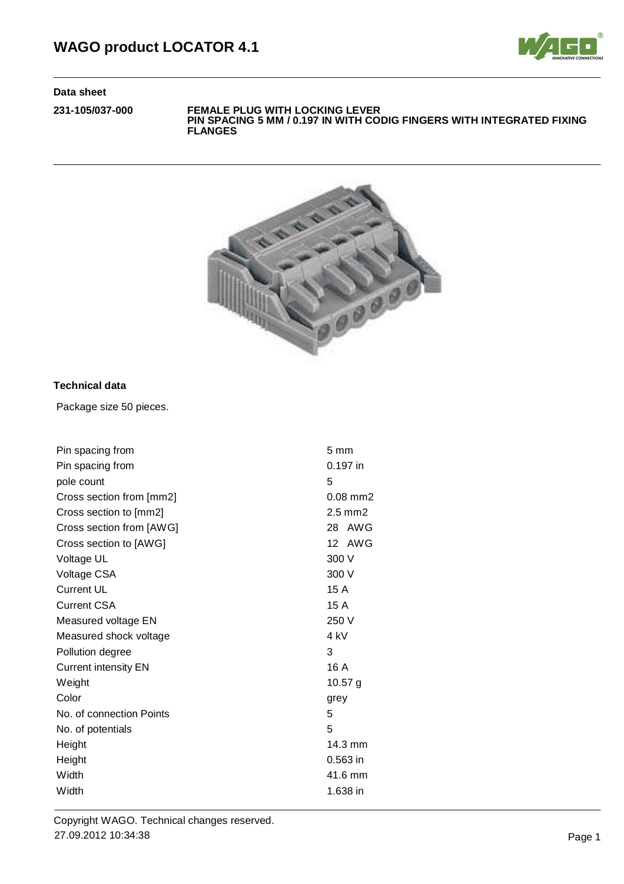## Data sheet

**231-105/037-000**

**FEMALE PLUG WITH LOCKING LEVER**
**PIN SPACING 5 MM / 0.197 IN WITH CODIG FINGERS WITH INTEGRATED FIXING FLANGES**

### Technical data

Package size 50 pieces.

| | |
|---|---|
| Pin spacing from | 5 mm |
| Pin spacing from | 0.197 in |
| pole count | 5 |
| Cross section from [mm2] | 0.08 mm2 |
| Cross section to [mm2] | 2.5 mm2 |
| Cross section from [AWG] | 28 AWG |
| Cross section to [AWG] | 12 AWG |
| Voltage UL | 300 V |
| Voltage CSA | 300 V |
| Current UL | 15 A |
| Current CSA | 15 A |
| Measured voltage EN | 250 V |
| Measured shock voltage | 4 kV |
| Pollution degree | 3 |
| Current intensity EN | 16 A |
| Weight | 10.57 g |
| Color | grey |
| No. of connection Points | 5 |
| No. of potentials | 5 |
| Height | 14.3 mm |
| Height | 0.563 in |
| Width | 41.6 mm |
| Width | 1.638 in |

Copyright WAGO. Technical changes reserved.
27.09.2012 10:34:38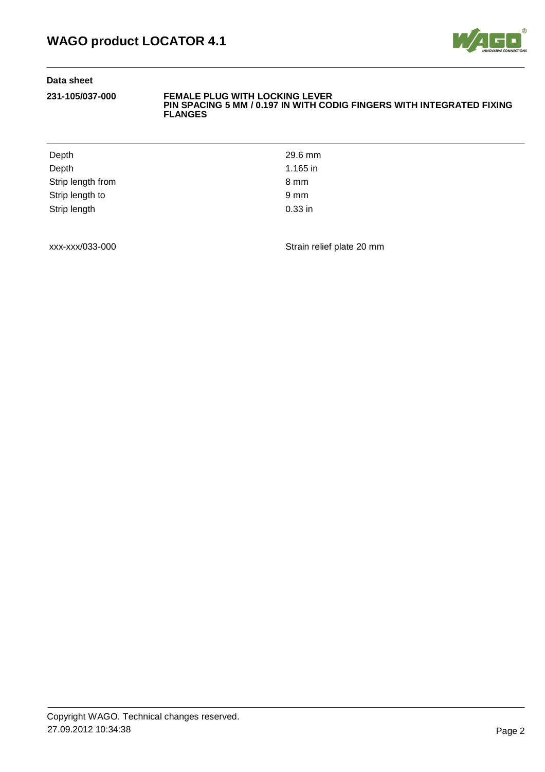**Data sheet**

**231-105/037-000** **FEMALE PLUG WITH LOCKING LEVER PIN SPACING 5 MM / 0.197 IN WITH CODIG FINGERS WITH INTEGRATED FIXING FLANGES**

| | |
|---|---|
| Depth | 29.6 mm |
| Depth | 1.165 in |
| Strip length from | 8 mm |
| Strip length to | 9 mm |
| Strip length | 0.33 in |

| | |
|---|---|
| xxx-xxx/033-000 | Strain relief plate 20 mm |

Copyright WAGO. Technical changes reserved.
27.09.2012 10:34:38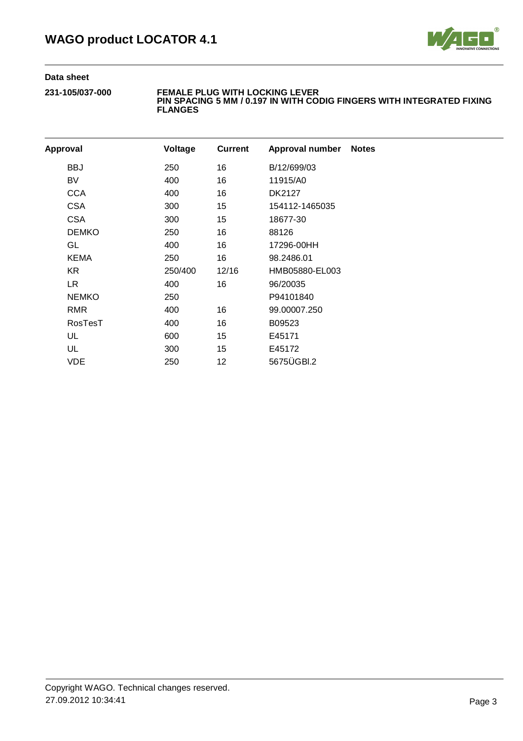## Data sheet

**231-105/037-000**

**FEMALE PLUG WITH LOCKING LEVER**
**PIN SPACING 5 MM / 0.197 IN WITH CODIG FINGERS WITH INTEGRATED FIXING FLANGES**

| Approval | Voltage | Current | Approval number | Notes |
|---|---|---|---|---|
| BBJ | 250 | 16 | B/12/699/03 | |
| BV | 400 | 16 | 11915/A0 | |
| CCA | 400 | 16 | DK2127 | |
| CSA | 300 | 15 | 154112-1465035 | |
| CSA | 300 | 15 | 18677-30 | |
| DEMKO | 250 | 16 | 88126 | |
| GL | 400 | 16 | 17296-00HH | |
| KEMA | 250 | 16 | 98.2486.01 | |
| KR | 250/400 | 12/16 | HMB05880-EL003 | |
| LR | 400 | 16 | 96/20035 | |
| NEMKO | 250 | | P94101840 | |
| RMR | 400 | 16 | 99.00007.250 | |
| RosTesT | 400 | 16 | B09523 | |
| UL | 600 | 15 | E45171 | |
| UL | 300 | 15 | E45172 | |
| VDE | 250 | 12 | 5675ÜGBl.2 | |

Copyright WAGO. Technical changes reserved.
27.09.2012 10:34:41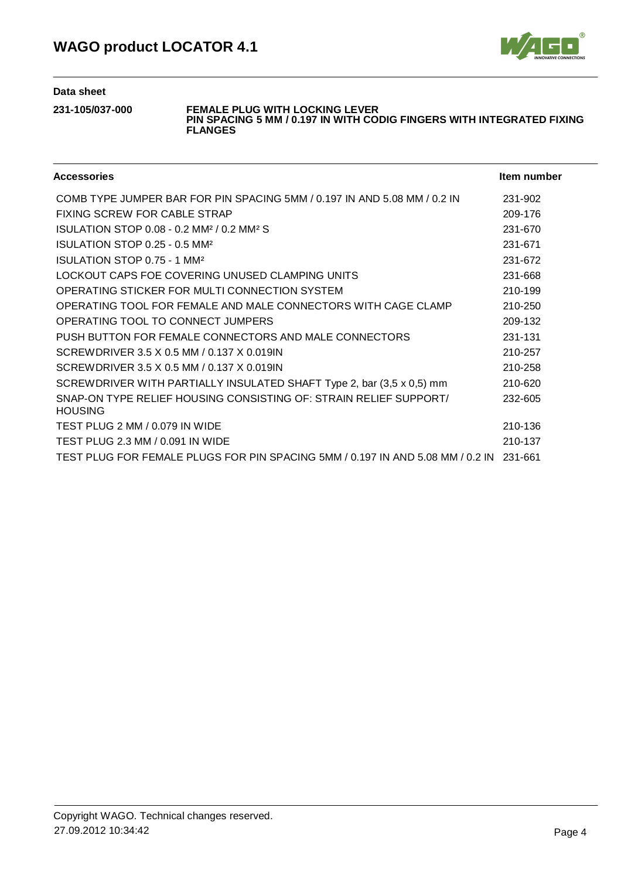**Data sheet**

**231-105/037-000** **FEMALE PLUG WITH LOCKING LEVER PIN SPACING 5 MM / 0.197 IN WITH CODIG FINGERS WITH INTEGRATED FIXING FLANGES**

| Accessories | Item number |
| --- | --- |
| COMB TYPE JUMPER BAR FOR PIN SPACING 5MM / 0.197 IN AND 5.08 MM / 0.2 IN | 231-902 |
| FIXING SCREW FOR CABLE STRAP | 209-176 |
| ISULATION STOP 0.08 - 0.2 MM² / 0.2 MM² S | 231-670 |
| ISULATION STOP 0.25 - 0.5 MM² | 231-671 |
| ISULATION STOP 0.75 - 1 MM² | 231-672 |
| LOCKOUT CAPS FOE COVERING UNUSED CLAMPING UNITS | 231-668 |
| OPERATING STICKER FOR MULTI CONNECTION SYSTEM | 210-199 |
| OPERATING TOOL FOR FEMALE AND MALE CONNECTORS WITH CAGE CLAMP | 210-250 |
| OPERATING TOOL TO CONNECT JUMPERS | 209-132 |
| PUSH BUTTON FOR FEMALE CONNECTORS AND MALE CONNECTORS | 231-131 |
| SCREWDRIVER 3.5 X 0.5 MM / 0.137 X 0.019IN | 210-257 |
| SCREWDRIVER 3.5 X 0.5 MM / 0.137 X 0.019IN | 210-258 |
| SCREWDRIVER WITH PARTIALLY INSULATED SHAFT Type 2, bar (3,5 x 0,5) mm | 210-620 |
| SNAP-ON TYPE RELIEF HOUSING CONSISTING OF: STRAIN RELIEF SUPPORT/ HOUSING | 232-605 |
| TEST PLUG 2 MM / 0.079 IN WIDE | 210-136 |
| TEST PLUG 2.3 MM / 0.091 IN WIDE | 210-137 |
| TEST PLUG FOR FEMALE PLUGS FOR PIN SPACING 5MM / 0.197 IN AND 5.08 MM / 0.2 IN | 231-661 |

Copyright WAGO. Technical changes reserved.
27.09.2012 10:34:42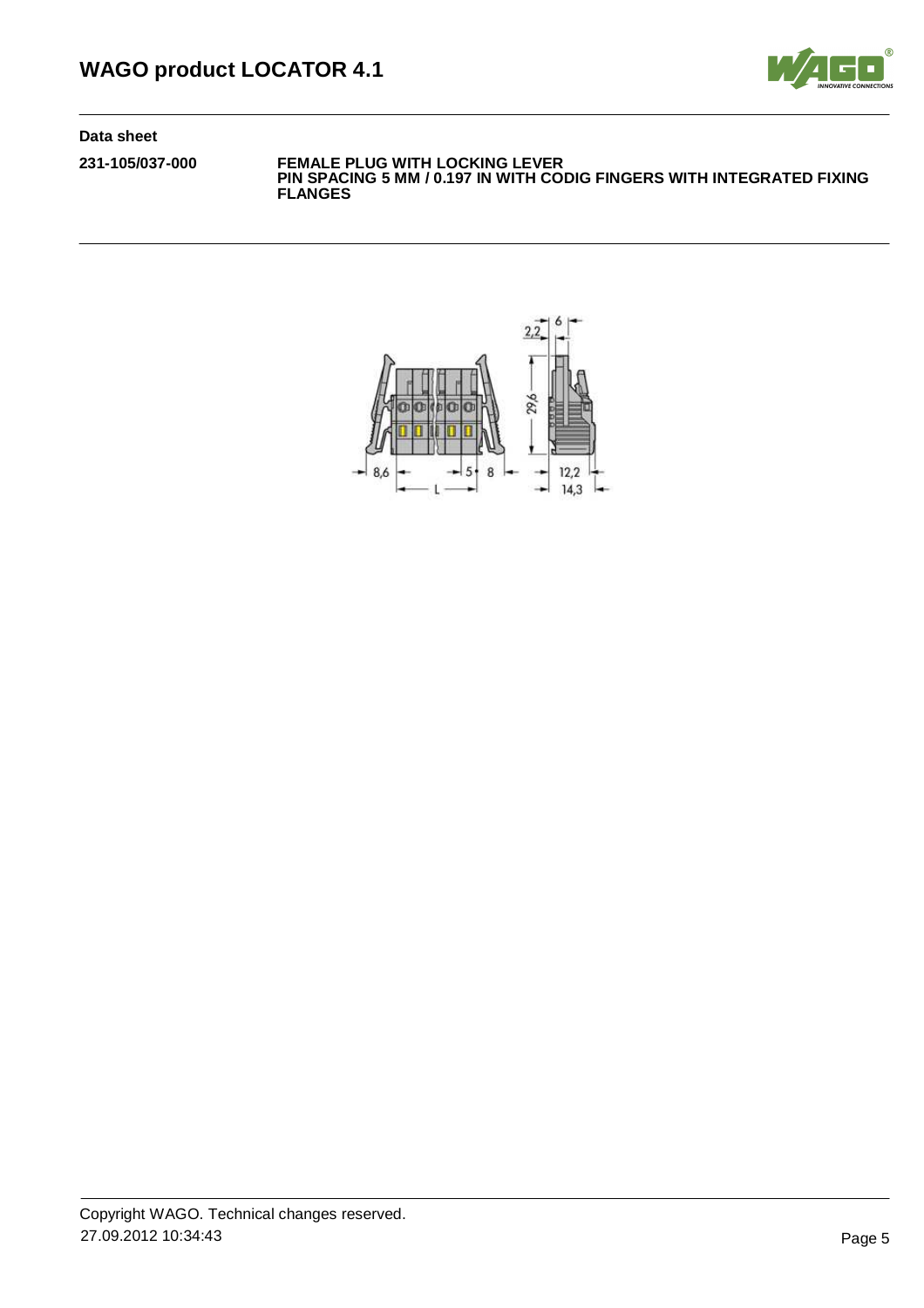**Data sheet**

**231-105/037-000** **FEMALE PLUG WITH LOCKING LEVER PIN SPACING 5 MM / 0.197 IN WITH CODIG FINGERS WITH INTEGRATED FIXING FLANGES**

Copyright WAGO. Technical changes reserved.
27.09.2012 10:34:43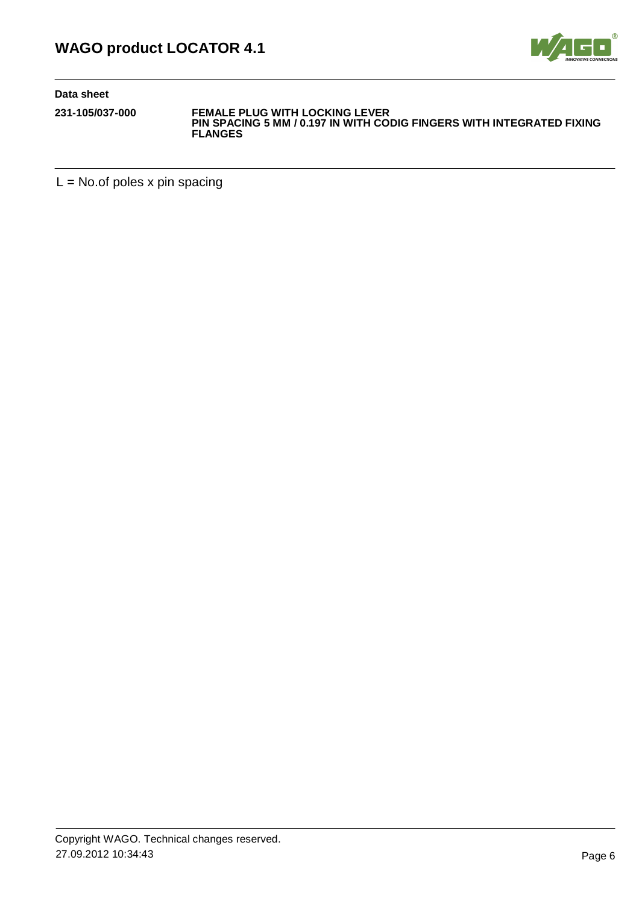**Data sheet**

**231-105/037-000** **FEMALE PLUG WITH LOCKING LEVER PIN SPACING 5 MM / 0.197 IN WITH CODIG FINGERS WITH INTEGRATED FIXING FLANGES**

L = No.of poles x pin spacing